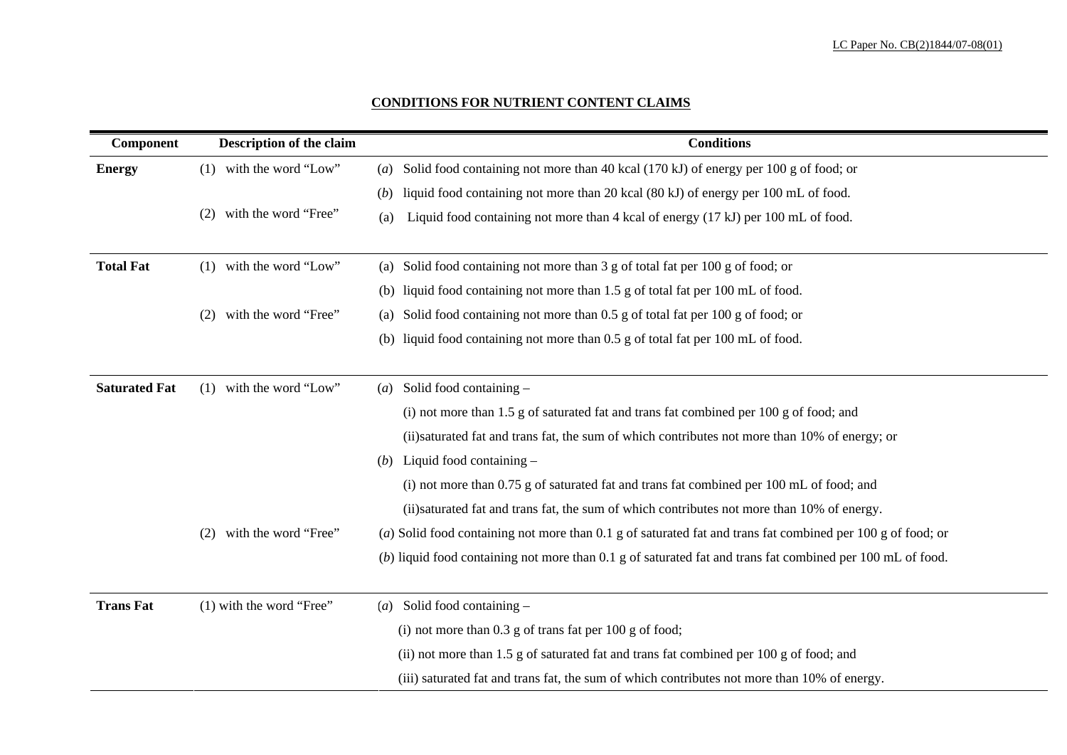LC Paper No. CB(2)1844/07-08(01)

## CONDITIONS FOR NUTRIENT CONTENT CLAIMS

| Component | Description of the claim | Conditions |
|---|---|---|
| **Energy** | (1) with the word "Low" | (*a*) Solid food containing not more than 40 kcal (170 kJ) of energy per 100 g of food; or |
| | | (*b*) liquid food containing not more than 20 kcal (80 kJ) of energy per 100 mL of food. |
| | (2) with the word "Free" | (a) Liquid food containing not more than 4 kcal of energy (17 kJ) per 100 mL of food. |
| **Total Fat** | (1) with the word "Low" | (a) Solid food containing not more than 3 g of total fat per 100 g of food; or |
| | | (b) liquid food containing not more than 1.5 g of total fat per 100 mL of food. |
| | (2) with the word "Free" | (a) Solid food containing not more than 0.5 g of total fat per 100 g of food; or |
| | | (b) liquid food containing not more than 0.5 g of total fat per 100 mL of food. |
| **Saturated Fat** | (1) with the word "Low" | (*a*) Solid food containing – |
| | | (i) not more than 1.5 g of saturated fat and trans fat combined per 100 g of food; and |
| | | (ii)saturated fat and trans fat, the sum of which contributes not more than 10% of energy; or |
| | | (*b*) Liquid food containing – |
| | | (i) not more than 0.75 g of saturated fat and trans fat combined per 100 mL of food; and |
| | | (ii)saturated fat and trans fat, the sum of which contributes not more than 10% of energy. |
| | (2) with the word "Free" | (*a*) Solid food containing not more than 0.1 g of saturated fat and trans fat combined per 100 g of food; or |
| | | (*b*) liquid food containing not more than 0.1 g of saturated fat and trans fat combined per 100 mL of food. |
| **Trans Fat** | (1) with the word "Free" | (*a*) Solid food containing – |
| | | (i) not more than 0.3 g of trans fat per 100 g of food; |
| | | (ii) not more than 1.5 g of saturated fat and trans fat combined per 100 g of food; and |
| | | (iii) saturated fat and trans fat, the sum of which contributes not more than 10% of energy. |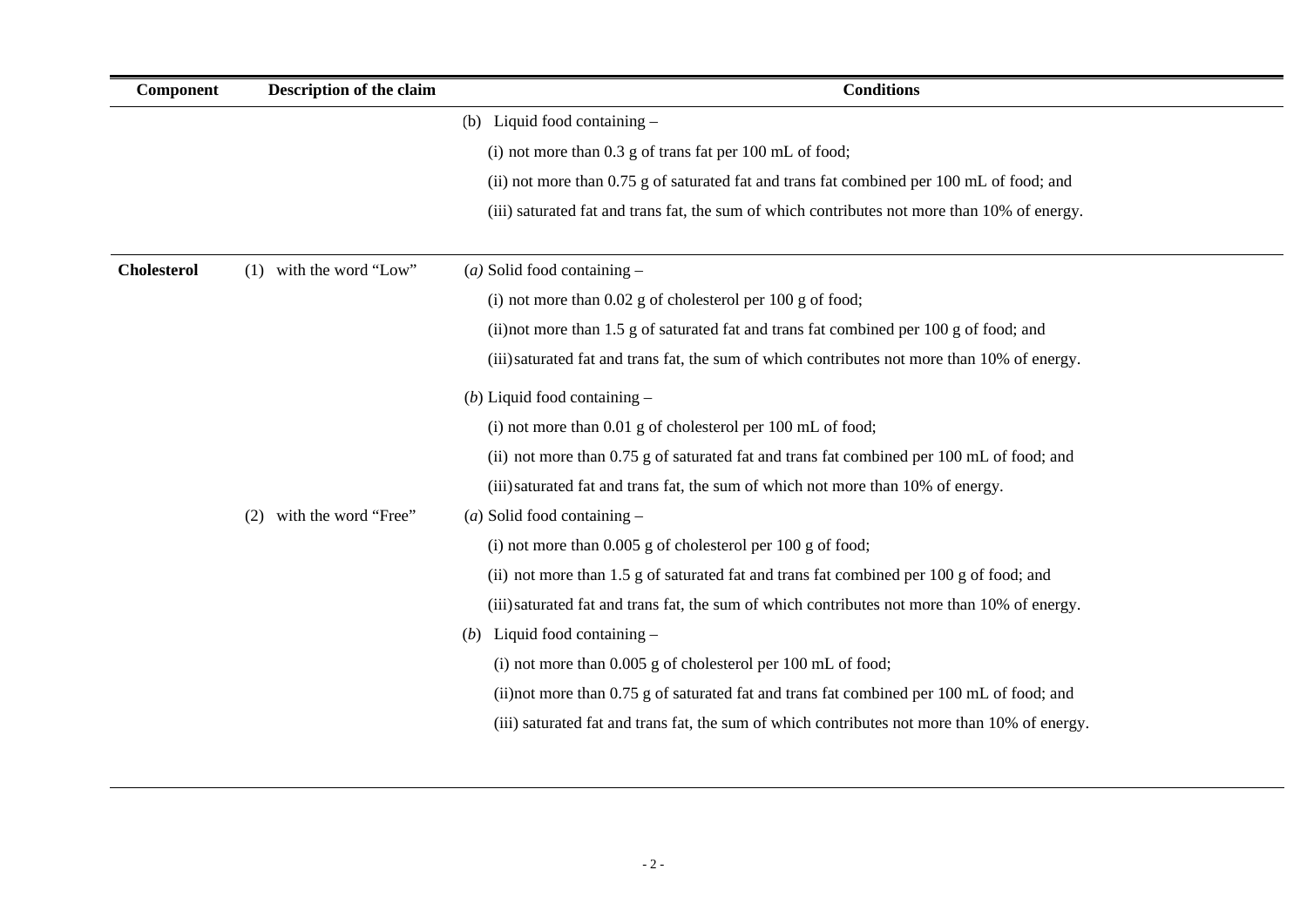| Component | Description of the claim | Conditions |
|---|---|---|
| | | (b) Liquid food containing –<br>(i) not more than 0.3 g of trans fat per 100 mL of food;<br>(ii) not more than 0.75 g of saturated fat and trans fat combined per 100 mL of food; and<br>(iii) saturated fat and trans fat, the sum of which contributes not more than 10% of energy. |
| **Cholesterol** | (1) with the word "Low" | (*a*) Solid food containing –<br>(i) not more than 0.02 g of cholesterol per 100 g of food;<br>(ii)not more than 1.5 g of saturated fat and trans fat combined per 100 g of food; and<br>(iii)saturated fat and trans fat, the sum of which contributes not more than 10% of energy.<br>(*b*) Liquid food containing –<br>(i) not more than 0.01 g of cholesterol per 100 mL of food;<br>(ii) not more than 0.75 g of saturated fat and trans fat combined per 100 mL of food; and<br>(iii)saturated fat and trans fat, the sum of which not more than 10% of energy. |
| | (2) with the word "Free" | (*a*) Solid food containing –<br>(i) not more than 0.005 g of cholesterol per 100 g of food;<br>(ii) not more than 1.5 g of saturated fat and trans fat combined per 100 g of food; and<br>(iii)saturated fat and trans fat, the sum of which contributes not more than 10% of energy.<br>(*b*) Liquid food containing –<br>(i) not more than 0.005 g of cholesterol per 100 mL of food;<br>(ii)not more than 0.75 g of saturated fat and trans fat combined per 100 mL of food; and<br>(iii) saturated fat and trans fat, the sum of which contributes not more than 10% of energy. |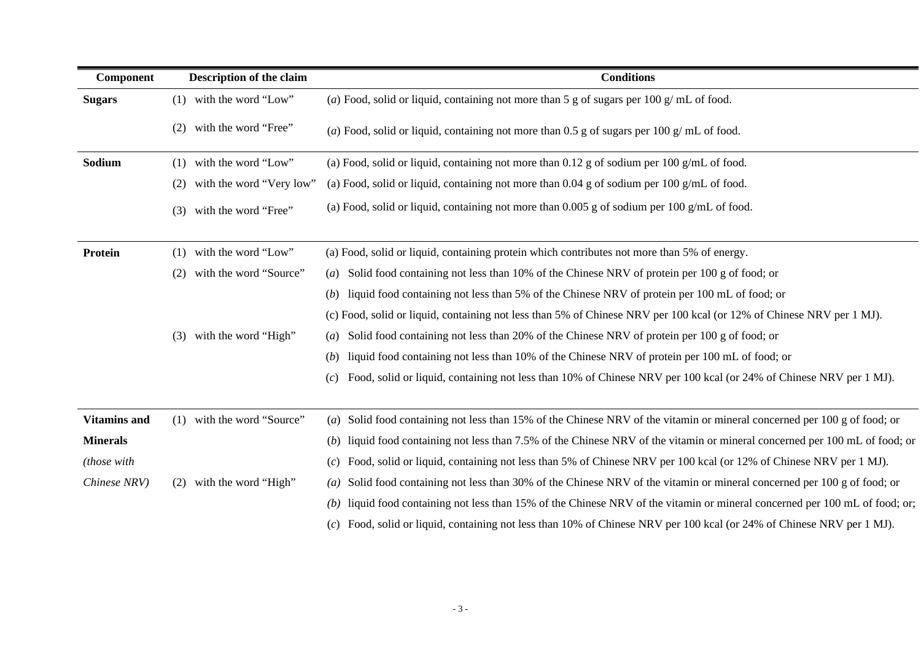| Component | Description of the claim | Conditions |
|---|---|---|
| **Sugars** | (1) with the word "Low" | (*a*) Food, solid or liquid, containing not more than 5 g of sugars per 100 g/ mL of food. |
| | (2) with the word "Free" | (*a*) Food, solid or liquid, containing not more than 0.5 g of sugars per 100 g/ mL of food. |
| **Sodium** | (1) with the word "Low" | (a) Food, solid or liquid, containing not more than 0.12 g of sodium per 100 g/mL of food. |
| | (2) with the word "Very low" | (a) Food, solid or liquid, containing not more than 0.04 g of sodium per 100 g/mL of food. |
| | (3) with the word "Free" | (a) Food, solid or liquid, containing not more than 0.005 g of sodium per 100 g/mL of food. |
| **Protein** | (1) with the word "Low" | (a) Food, solid or liquid, containing protein which contributes not more than 5% of energy. |
| | (2) with the word "Source" | (*a*) Solid food containing not less than 10% of the Chinese NRV of protein per 100 g of food; or |
| | | (*b*) liquid food containing not less than 5% of the Chinese NRV of protein per 100 mL of food; or |
| | | (c) Food, solid or liquid, containing not less than 5% of Chinese NRV per 100 kcal (or 12% of Chinese NRV per 1 MJ). |
| | (3) with the word "High" | (*a*) Solid food containing not less than 20% of the Chinese NRV of protein per 100 g of food; or |
| | | (*b*) liquid food containing not less than 10% of the Chinese NRV of protein per 100 mL of food; or |
| | | (*c*) Food, solid or liquid, containing not less than 10% of Chinese NRV per 100 kcal (or 24% of Chinese NRV per 1 MJ). |
| **Vitamins and Minerals** *(those with Chinese NRV)* | (1) with the word "Source" | (*a*) Solid food containing not less than 15% of the Chinese NRV of the vitamin or mineral concerned per 100 g of food; or |
| | | (*b*) liquid food containing not less than 7.5% of the Chinese NRV of the vitamin or mineral concerned per 100 mL of food; or |
| | | (*c*) Food, solid or liquid, containing not less than 5% of Chinese NRV per 100 kcal (or 12% of Chinese NRV per 1 MJ). |
| | (2) with the word "High" | *(a)* Solid food containing not less than 30% of the Chinese NRV of the vitamin or mineral concerned per 100 g of food; or |
| | | *(b)* liquid food containing not less than 15% of the Chinese NRV of the vitamin or mineral concerned per 100 mL of food; or; |
| | | (*c*) Food, solid or liquid, containing not less than 10% of Chinese NRV per 100 kcal (or 24% of Chinese NRV per 1 MJ). |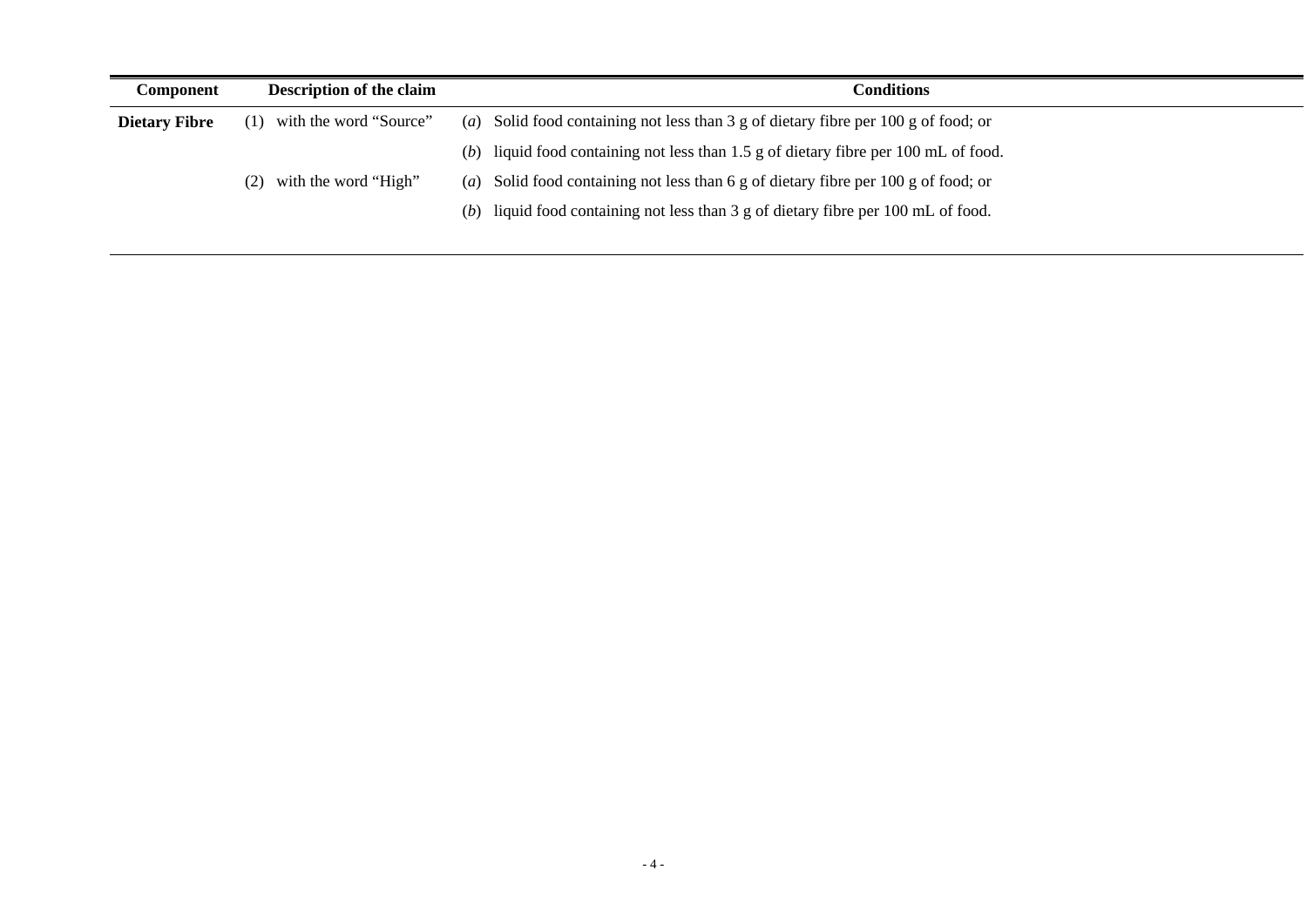| Component | Description of the claim | Conditions |
|---|---|---|
| **Dietary Fibre** | (1) with the word "Source" | (*a*) Solid food containing not less than 3 g of dietary fibre per 100 g of food; or |
| | | (*b*) liquid food containing not less than 1.5 g of dietary fibre per 100 mL of food. |
| | (2) with the word "High" | (*a*) Solid food containing not less than 6 g of dietary fibre per 100 g of food; or |
| | | (*b*) liquid food containing not less than 3 g of dietary fibre per 100 mL of food. |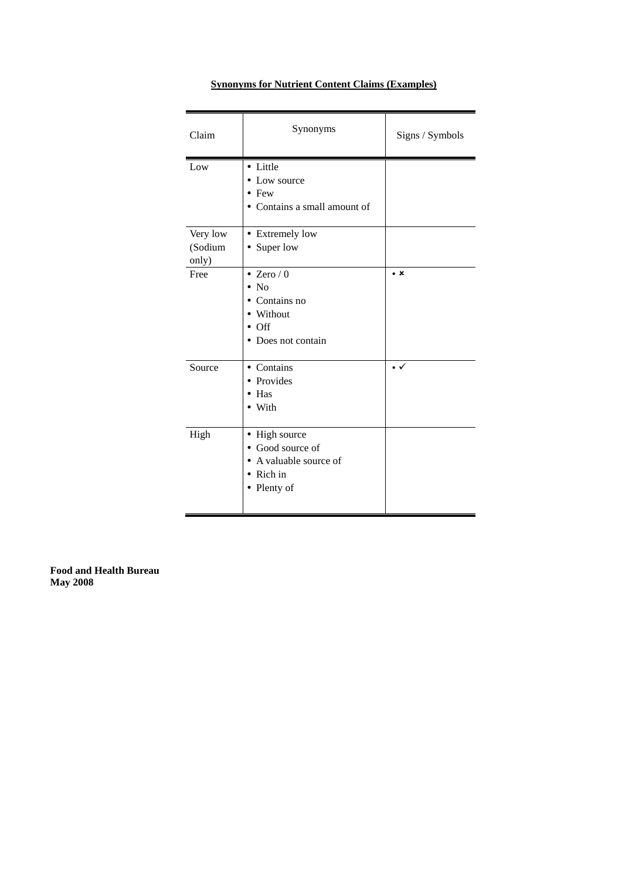**<u>Synonyms for Nutrient Content Claims (Examples)</u>**

| Claim | Synonyms | Signs / Symbols |
|---|---|---|
| Low | • Little<br>• Low source<br>• Few<br>• Contains a small amount of | |
| Very low (Sodium only) | • Extremely low<br>• Super low | |
| Free | • Zero / 0<br>• No<br>• Contains no<br>• Without<br>• Off<br>• Does not contain | • ✗ |
| Source | • Contains<br>• Provides<br>• Has<br>• With | • ✓ |
| High | • High source<br>• Good source of<br>• A valuable source of<br>• Rich in<br>• Plenty of | |

**Food and Health Bureau**
**May 2008**